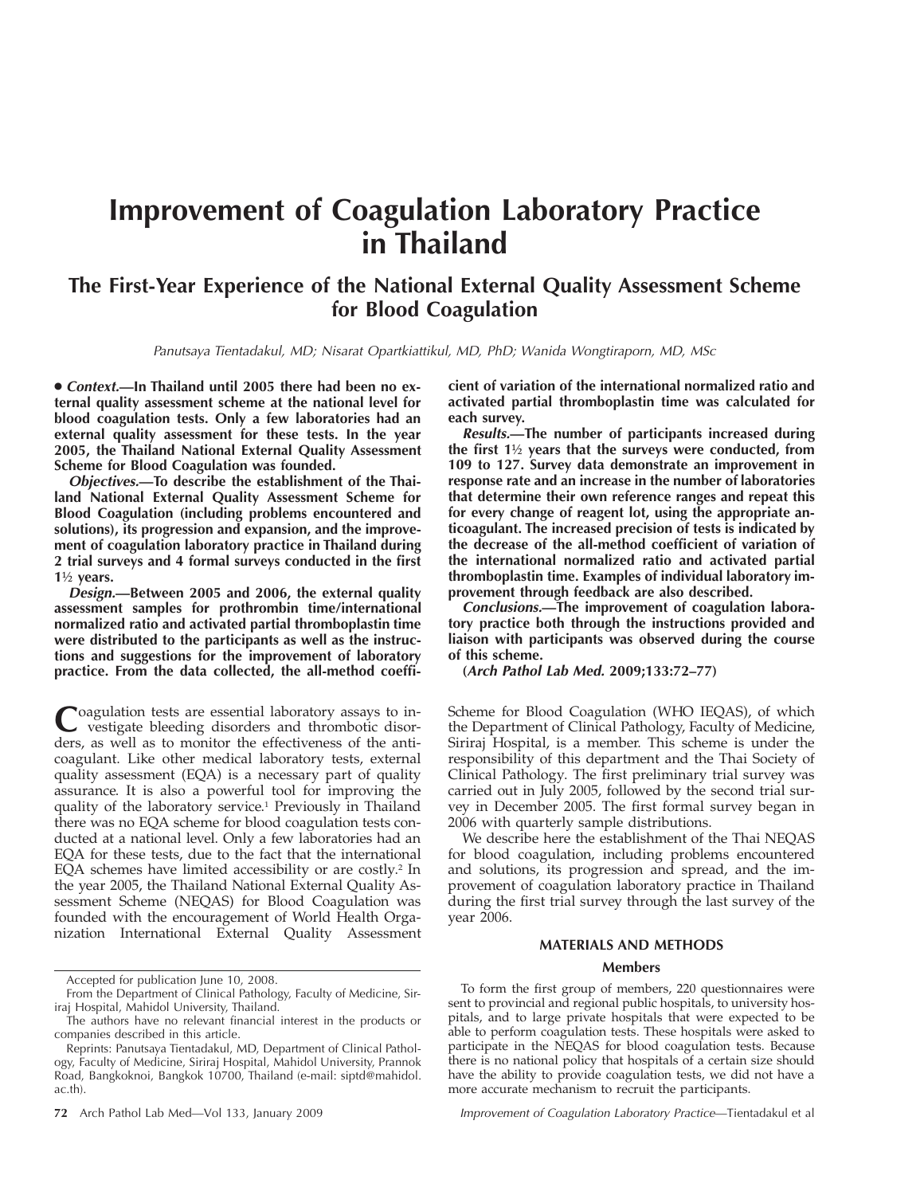# Improvement of Coagulation Laboratory Practice in Thailand

## The First-Year Experience of the National External Quality Assessment Scheme for Blood Coagulation

*Panutsaya Tientadakul, MD; Nisarat Opartkiattikul, MD, PhD; Wanida Wongtiraporn, MD, MSc*

**• *Context.*—In Thailand until 2005 there had been no external quality assessment scheme at the national level for blood coagulation tests. Only a few laboratories had an external quality assessment for these tests. In the year 2005, the Thailand National External Quality Assessment Scheme for Blood Coagulation was founded.**

***Objectives.*—To describe the establishment of the Thailand National External Quality Assessment Scheme for Blood Coagulation (including problems encountered and solutions), its progression and expansion, and the improvement of coagulation laboratory practice in Thailand during 2 trial surveys and 4 formal surveys conducted in the first 1½ years.**

***Design.*—Between 2005 and 2006, the external quality assessment samples for prothrombin time/international normalized ratio and activated partial thromboplastin time were distributed to the participants as well as the instructions and suggestions for the improvement of laboratory practice. From the data collected, the all-method coefficient of variation of the international normalized ratio and activated partial thromboplastin time was calculated for each survey.**

***Results.*—The number of participants increased during the first 1½ years that the surveys were conducted, from 109 to 127. Survey data demonstrate an improvement in response rate and an increase in the number of laboratories that determine their own reference ranges and repeat this for every change of reagent lot, using the appropriate anticoagulant. The increased precision of tests is indicated by the decrease of the all-method coefficient of variation of the international normalized ratio and activated partial thromboplastin time. Examples of individual laboratory improvement through feedback are also described.**

***Conclusions.*—The improvement of coagulation laboratory practice both through the instructions provided and liaison with participants was observed during the course of this scheme.**

**(*Arch Pathol Lab Med.* 2009;133:72–77)**

Coagulation tests are essential laboratory assays to investigate bleeding disorders and thrombotic disorders, as well as to monitor the effectiveness of the anticoagulant. Like other medical laboratory tests, external quality assessment (EQA) is a necessary part of quality assurance. It is also a powerful tool for improving the quality of the laboratory service.[1] Previously in Thailand there was no EQA scheme for blood coagulation tests conducted at a national level. Only a few laboratories had an EQA for these tests, due to the fact that the international EQA schemes have limited accessibility or are costly.[2] In the year 2005, the Thailand National External Quality Assessment Scheme (NEQAS) for Blood Coagulation was founded with the encouragement of World Health Organization International External Quality Assessment Scheme for Blood Coagulation (WHO IEQAS), of which the Department of Clinical Pathology, Faculty of Medicine, Siriraj Hospital, is a member. This scheme is under the responsibility of this department and the Thai Society of Clinical Pathology. The first preliminary trial survey was carried out in July 2005, followed by the second trial survey in December 2005. The first formal survey began in 2006 with quarterly sample distributions.

We describe here the establishment of the Thai NEQAS for blood coagulation, including problems encountered and solutions, its progression and spread, and the improvement of coagulation laboratory practice in Thailand during the first trial survey through the last survey of the year 2006.

## MATERIALS AND METHODS

### Members

To form the first group of members, 220 questionnaires were sent to provincial and regional public hospitals, to university hospitals, and to large private hospitals that were expected to be able to perform coagulation tests. These hospitals were asked to participate in the NEQAS for blood coagulation tests. Because there is no national policy that hospitals of a certain size should have the ability to provide coagulation tests, we did not have a more accurate mechanism to recruit the participants.

Accepted for publication June 10, 2008.

From the Department of Clinical Pathology, Faculty of Medicine, Siriraj Hospital, Mahidol University, Thailand.

The authors have no relevant financial interest in the products or companies described in this article.

Reprints: Panutsaya Tientadakul, MD, Department of Clinical Pathology, Faculty of Medicine, Siriraj Hospital, Mahidol University, Prannok Road, Bangkoknoi, Bangkok 10700, Thailand (e-mail: siptd@mahidol.ac.th).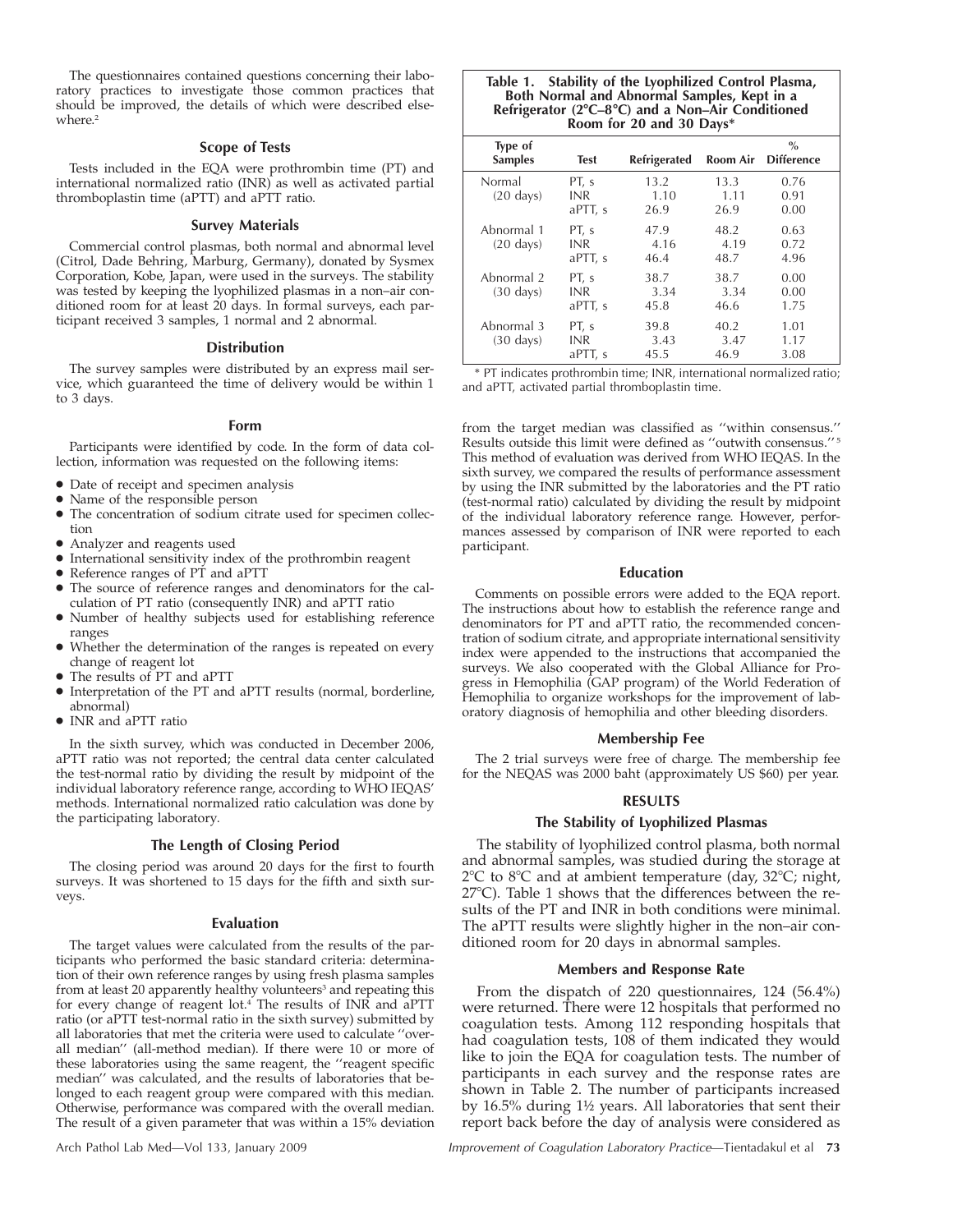The questionnaires contained questions concerning their laboratory practices to investigate those common practices that should be improved, the details of which were described elsewhere.[2]

### Scope of Tests

Tests included in the EQA were prothrombin time (PT) and international normalized ratio (INR) as well as activated partial thromboplastin time (aPTT) and aPTT ratio.

### Survey Materials

Commercial control plasmas, both normal and abnormal level (Citrol, Dade Behring, Marburg, Germany), donated by Sysmex Corporation, Kobe, Japan, were used in the surveys. The stability was tested by keeping the lyophilized plasmas in a non–air conditioned room for at least 20 days. In formal surveys, each participant received 3 samples, 1 normal and 2 abnormal.

### Distribution

The survey samples were distributed by an express mail service, which guaranteed the time of delivery would be within 1 to 3 days.

### Form

Participants were identified by code. In the form of data collection, information was requested on the following items:

- Date of receipt and specimen analysis
- Name of the responsible person
- The concentration of sodium citrate used for specimen collection
- Analyzer and reagents used
- International sensitivity index of the prothrombin reagent
- Reference ranges of PT and aPTT
- The source of reference ranges and denominators for the calculation of PT ratio (consequently INR) and aPTT ratio
- Number of healthy subjects used for establishing reference ranges
- Whether the determination of the ranges is repeated on every change of reagent lot
- The results of PT and aPTT
- Interpretation of the PT and aPTT results (normal, borderline, abnormal)
- INR and aPTT ratio

In the sixth survey, which was conducted in December 2006, aPTT ratio was not reported; the central data center calculated the test-normal ratio by dividing the result by midpoint of the individual laboratory reference range, according to WHO IEQAS' methods. International normalized ratio calculation was done by the participating laboratory.

### The Length of Closing Period

The closing period was around 20 days for the first to fourth surveys. It was shortened to 15 days for the fifth and sixth surveys.

### Evaluation

The target values were calculated from the results of the participants who performed the basic standard criteria: determination of their own reference ranges by using fresh plasma samples from at least 20 apparently healthy volunteers[3] and repeating this for every change of reagent lot.[4] The results of INR and aPTT ratio (or aPTT test-normal ratio in the sixth survey) submitted by all laboratories that met the criteria were used to calculate "overall median" (all-method median). If there were 10 or more of these laboratories using the same reagent, the "reagent specific median" was calculated, and the results of laboratories that belonged to each reagent group were compared with this median. Otherwise, performance was compared with the overall median. The result of a given parameter that was within a 15% deviation from the target median was classified as "within consensus." Results outside this limit were defined as "outwith consensus."[5] This method of evaluation was derived from WHO IEQAS. In the sixth survey, we compared the results of performance assessment by using the INR submitted by the laboratories and the PT ratio (test-normal ratio) calculated by dividing the result by midpoint of the individual laboratory reference range. However, performances assessed by comparison of INR were reported to each participant.

**Table 1. Stability of the Lyophilized Control Plasma, Both Normal and Abnormal Samples, Kept in a Refrigerator (2°C–8°C) and a Non–Air Conditioned Room for 20 and 30 Days***

| Type of Samples | Test | Refrigerated | Room Air | % Difference |
|---|---|---|---|---|
| Normal (20 days) | PT, s | 13.2 | 13.3 | 0.76 |
| | INR | 1.10 | 1.11 | 0.91 |
| | aPTT, s | 26.9 | 26.9 | 0.00 |
| Abnormal 1 (20 days) | PT, s | 47.9 | 48.2 | 0.63 |
| | INR | 4.16 | 4.19 | 0.72 |
| | aPTT, s | 46.4 | 48.7 | 4.96 |
| Abnormal 2 (30 days) | PT, s | 38.7 | 38.7 | 0.00 |
| | INR | 3.34 | 3.34 | 0.00 |
| | aPTT, s | 45.8 | 46.6 | 1.75 |
| Abnormal 3 (30 days) | PT, s | 39.8 | 40.2 | 1.01 |
| | INR | 3.43 | 3.47 | 1.17 |
| | aPTT, s | 45.5 | 46.9 | 3.08 |

\* PT indicates prothrombin time; INR, international normalized ratio; and aPTT, activated partial thromboplastin time.

### Education

Comments on possible errors were added to the EQA report. The instructions about how to establish the reference range and denominators for PT and aPTT ratio, the recommended concentration of sodium citrate, and appropriate international sensitivity index were appended to the instructions that accompanied the surveys. We also cooperated with the Global Alliance for Progress in Hemophilia (GAP program) of the World Federation of Hemophilia to organize workshops for the improvement of laboratory diagnosis of hemophilia and other bleeding disorders.

### Membership Fee

The 2 trial surveys were free of charge. The membership fee for the NEQAS was 2000 baht (approximately US $60) per year.

## RESULTS

### The Stability of Lyophilized Plasmas

The stability of lyophilized control plasma, both normal and abnormal samples, was studied during the storage at 2°C to 8°C and at ambient temperature (day, 32°C; night, 27°C). Table 1 shows that the differences between the results of the PT and INR in both conditions were minimal. The aPTT results were slightly higher in the non–air conditioned room for 20 days in abnormal samples.

### Members and Response Rate

From the dispatch of 220 questionnaires, 124 (56.4%) were returned. There were 12 hospitals that performed no coagulation tests. Among 112 responding hospitals that had coagulation tests, 108 of them indicated they would like to join the EQA for coagulation tests. The number of participants in each survey and the response rates are shown in Table 2. The number of participants increased by 16.5% during 1½ years. All laboratories that sent their report back before the day of analysis were considered as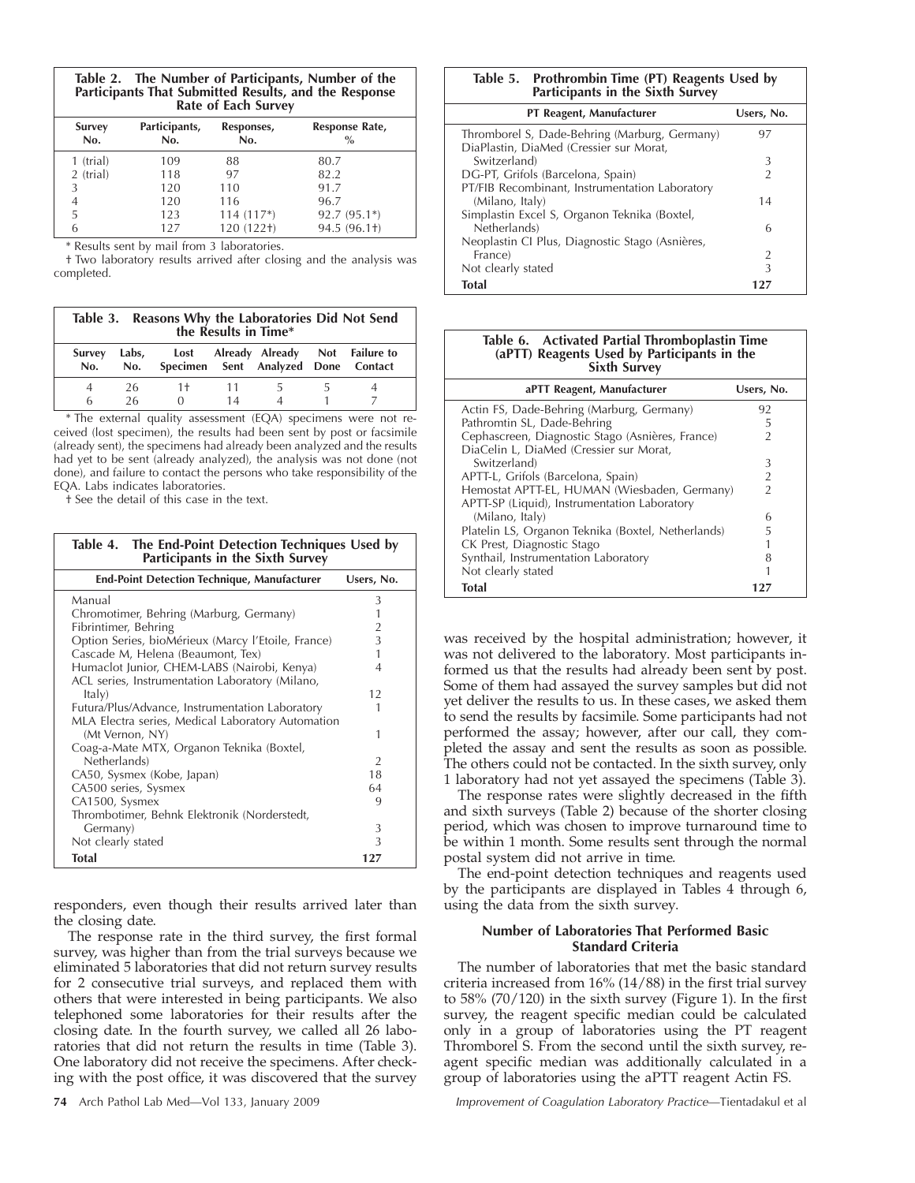**Table 2. The Number of Participants, Number of the Participants That Submitted Results, and the Response Rate of Each Survey**

| Survey No. | Participants, No. | Responses, No. | Response Rate, % |
|---|---|---|---|
| 1 (trial) | 109 | 88 | 80.7 |
| 2 (trial) | 118 | 97 | 82.2 |
| 3 | 120 | 110 | 91.7 |
| 4 | 120 | 116 | 96.7 |
| 5 | 123 | 114 (117*) | 92.7 (95.1*) |
| 6 | 127 | 120 (122†) | 94.5 (96.1†) |

* Results sent by mail from 3 laboratories.
† Two laboratory results arrived after closing and the analysis was completed.

**Table 3. Reasons Why the Laboratories Did Not Send the Results in Time***

| Survey No. | Labs, No. | Lost Specimen | Already Sent | Already Analyzed | Not Done | Failure to Contact |
|---|---|---|---|---|---|---|
| 4 | 26 | 1† | 11 | 5 | 5 | 4 |
| 6 | 26 | 0 | 14 | 4 | 1 | 7 |

* The external quality assessment (EQA) specimens were not received (lost specimen), the results had been sent by post or facsimile (already sent), the specimens had already been analyzed and the results had yet to be sent (already analyzed), the analysis was not done (not done), and failure to contact the persons who take responsibility of the EQA. Labs indicates laboratories.
† See the detail of this case in the text.

**Table 4. The End-Point Detection Techniques Used by Participants in the Sixth Survey**

| End-Point Detection Technique, Manufacturer | Users, No. |
|---|---|
| Manual | 3 |
| Chromotimer, Behring (Marburg, Germany) | 1 |
| Fibrintimer, Behring | 2 |
| Option Series, bioMérieux (Marcy l'Etoile, France) | 3 |
| Cascade M, Helena (Beaumont, Tex) | 1 |
| Humaclot Junior, CHEM-LABS (Nairobi, Kenya) | 4 |
| ACL series, Instrumentation Laboratory (Milano, Italy) | 12 |
| Futura/Plus/Advance, Instrumentation Laboratory | 1 |
| MLA Electra series, Medical Laboratory Automation (Mt Vernon, NY) | 1 |
| Coag-a-Mate MTX, Organon Teknika (Boxtel, Netherlands) | 2 |
| CA50, Sysmex (Kobe, Japan) | 18 |
| CA500 series, Sysmex | 64 |
| CA1500, Sysmex | 9 |
| Thrombotimer, Behnk Elektronik (Norderstedt, Germany) | 3 |
| Not clearly stated | 3 |
| **Total** | **127** |

responders, even though their results arrived later than the closing date.

The response rate in the third survey, the first formal survey, was higher than from the trial surveys because we eliminated 5 laboratories that did not return survey results for 2 consecutive trial surveys, and replaced them with others that were interested in being participants. We also telephoned some laboratories for their results after the closing date. In the fourth survey, we called all 26 laboratories that did not return the results in time (Table 3). One laboratory did not receive the specimens. After checking with the post office, it was discovered that the survey was received by the hospital administration; however, it was not delivered to the laboratory. Most participants informed us that the results had already been sent by post. Some of them had assayed the survey samples but did not yet deliver the results to us. In these cases, we asked them to send the results by facsimile. Some participants had not performed the assay; however, after our call, they completed the assay and sent the results as soon as possible. The others could not be contacted. In the sixth survey, only 1 laboratory had not yet assayed the specimens (Table 3).

The response rates were slightly decreased in the fifth and sixth surveys (Table 2) because of the shorter closing period, which was chosen to improve turnaround time to be within 1 month. Some results sent through the normal postal system did not arrive in time.

The end-point detection techniques and reagents used by the participants are displayed in Tables 4 through 6, using the data from the sixth survey.

**Table 5. Prothrombin Time (PT) Reagents Used by Participants in the Sixth Survey**

| PT Reagent, Manufacturer | Users, No. |
|---|---|
| Thromborel S, Dade-Behring (Marburg, Germany) | 97 |
| DiaPlastin, DiaMed (Cressier sur Morat, Switzerland) | 3 |
| DG-PT, Grifols (Barcelona, Spain) | 2 |
| PT/FIB Recombinant, Instrumentation Laboratory (Milano, Italy) | 14 |
| Simplastin Excel S, Organon Teknika (Boxtel, Netherlands) | 6 |
| Neoplastin CI Plus, Diagnostic Stago (Asnières, France) | 2 |
| Not clearly stated | 3 |
| **Total** | **127** |

**Table 6. Activated Partial Thromboplastin Time (aPTT) Reagents Used by Participants in the Sixth Survey**

| aPTT Reagent, Manufacturer | Users, No. |
|---|---|
| Actin FS, Dade-Behring (Marburg, Germany) | 92 |
| Pathromtin SL, Dade-Behring | 5 |
| Cephascreen, Diagnostic Stago (Asnières, France) | 2 |
| DiaCelin L, DiaMed (Cressier sur Morat, Switzerland) | 3 |
| APTT-L, Grifols (Barcelona, Spain) | 2 |
| Hemostat APTT-EL, HUMAN (Wiesbaden, Germany) | 2 |
| APTT-SP (Liquid), Instrumentation Laboratory (Milano, Italy) | 6 |
| Platelin LS, Organon Teknika (Boxtel, Netherlands) | 5 |
| CK Prest, Diagnostic Stago | 1 |
| Synthail, Instrumentation Laboratory | 8 |
| Not clearly stated | 1 |
| **Total** | **127** |

### Number of Laboratories That Performed Basic Standard Criteria

The number of laboratories that met the basic standard criteria increased from 16% (14/88) in the first trial survey to 58% (70/120) in the sixth survey (Figure 1). In the first survey, the reagent specific median could be calculated only in a group of laboratories using the PT reagent Thromborel S. From the second until the sixth survey, reagent specific median was additionally calculated in a group of laboratories using the aPTT reagent Actin FS.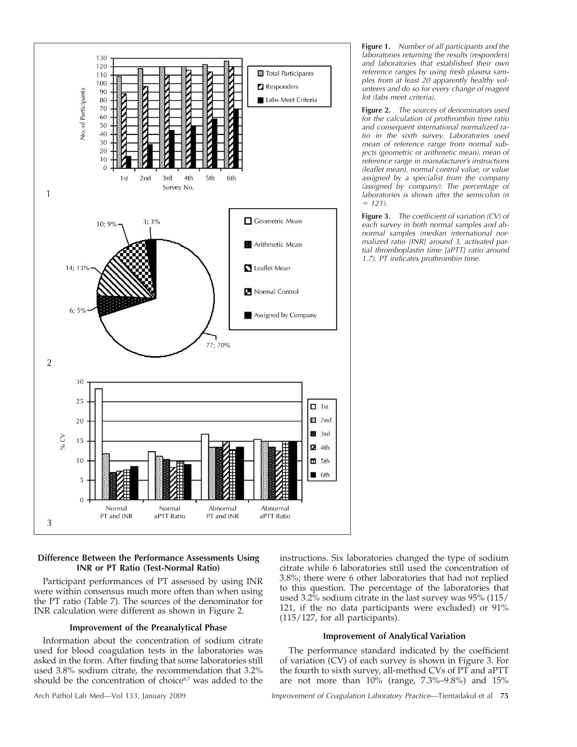**Figure 1.** *Number of all participants and the laboratories returning the results (responders) and laboratories that established their own reference ranges by using fresh plasma samples from at least 20 apparently healthy volunteers and do so for every change of reagent lot (labs meet criteria).*

**Figure 2.** *The sources of denominators used for the calculation of prothrombin time ratio and consequent international normalized ratio in the sixth survey. Laboratories used mean of reference range from normal subjects (geometric or arithmetic mean), mean of reference range in manufacturer's instructions (leaflet mean), normal control value, or value assigned by a specialist from the company (assigned by company). The percentage of laboratories is shown after the semicolon (n = 121).*

**Figure 3.** *The coefficient of variation (CV) of each survey in both normal samples and abnormal samples (median international normalized ratio [INR] around 3, activated partial thromboplastin time [aPTT] ratio around 1.7). PT indicates prothrombin time.*

### Difference Between the Performance Assessments Using INR or PT Ratio (Test-Normal Ratio)

Participant performances of PT assessed by using INR were within consensus much more often than when using the PT ratio (Table 7). The sources of the denominator for INR calculation were different as shown in Figure 2.

### Improvement of the Preanalytical Phase

Information about the concentration of sodium citrate used for blood coagulation tests in the laboratories was asked in the form. After finding that some laboratories still used 3.8% sodium citrate, the recommendation that 3.2% should be the concentration of choice[6,7] was added to the instructions. Six laboratories changed the type of sodium citrate while 6 laboratories still used the concentration of 3.8%; there were 6 other laboratories that had not replied to this question. The percentage of the laboratories that used 3.2% sodium citrate in the last survey was 95% (115/121, if the no data participants were excluded) or 91% (115/127, for all participants).

### Improvement of Analytical Variation

The performance standard indicated by the coefficient of variation (CV) of each survey is shown in Figure 3. For the fourth to sixth survey, all-method CVs of PT and aPTT are not more than 10% (range, 7.3%–9.8%) and 15%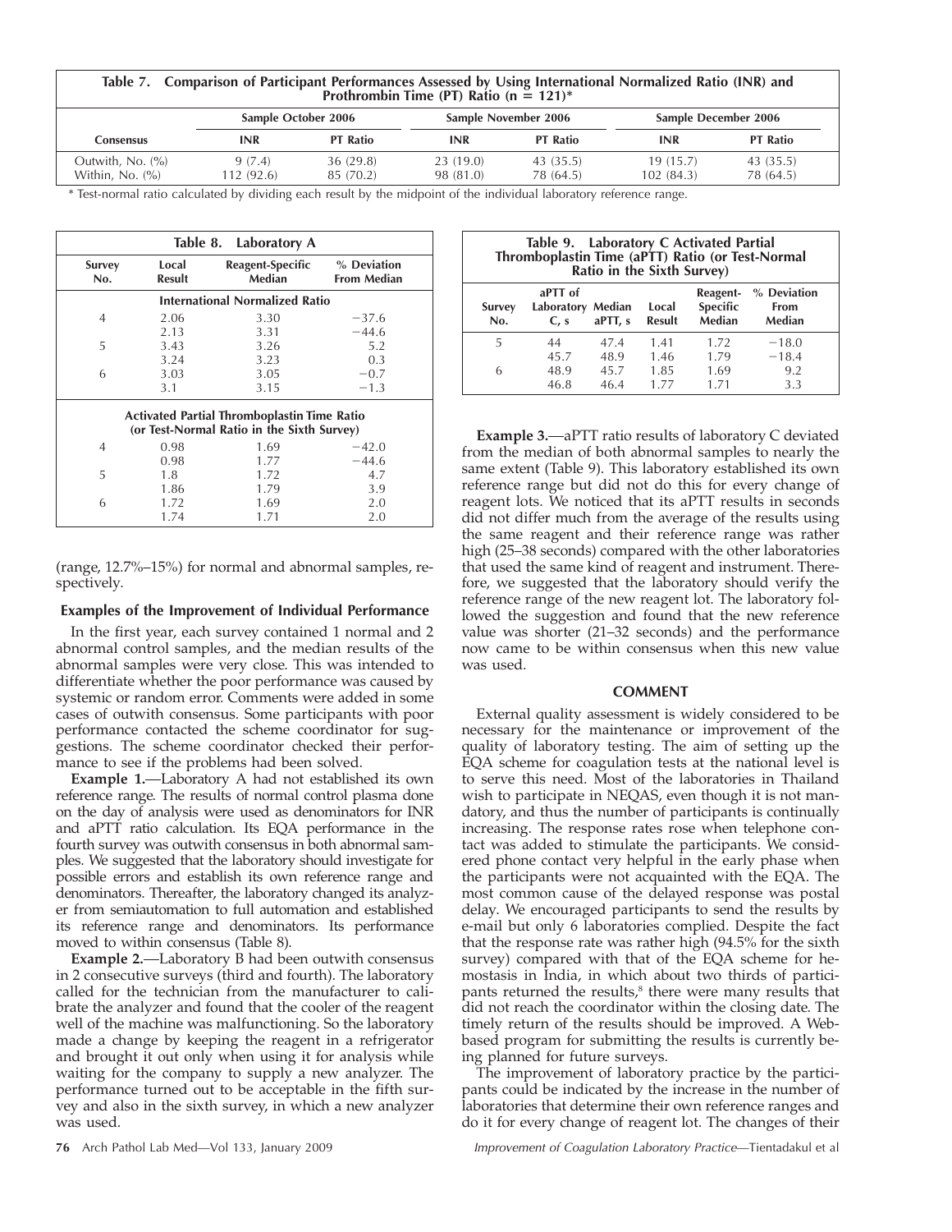**Table 7. Comparison of Participant Performances Assessed by Using International Normalized Ratio (INR) and Prothrombin Time (PT) Ratio (n = 121)***

| | Sample October 2006 | | Sample November 2006 | | Sample December 2006 | |
|---|---|---|---|---|---|---|
| Consensus | INR | PT Ratio | INR | PT Ratio | INR | PT Ratio |
| Outwith, No. (%) | 9 (7.4) | 36 (29.8) | 23 (19.0) | 43 (35.5) | 19 (15.7) | 43 (35.5) |
| Within, No. (%) | 112 (92.6) | 85 (70.2) | 98 (81.0) | 78 (64.5) | 102 (84.3) | 78 (64.5) |

* Test-normal ratio calculated by dividing each result by the midpoint of the individual laboratory reference range.

**Table 8. Laboratory A**

| Survey No. | Local Result | Reagent-Specific Median | % Deviation From Median |
|---|---|---|---|
| **International Normalized Ratio** | | | |
| 4 | 2.06 | 3.30 | −37.6 |
| | 2.13 | 3.31 | −44.6 |
| 5 | 3.43 | 3.26 | 5.2 |
| | 3.24 | 3.23 | 0.3 |
| 6 | 3.03 | 3.05 | −0.7 |
| | 3.1 | 3.15 | −1.3 |
| **Activated Partial Thromboplastin Time Ratio (or Test-Normal Ratio in the Sixth Survey)** | | | |
| 4 | 0.98 | 1.69 | −42.0 |
| | 0.98 | 1.77 | −44.6 |
| 5 | 1.8 | 1.72 | 4.7 |
| | 1.86 | 1.79 | 3.9 |
| 6 | 1.72 | 1.69 | 2.0 |
| | 1.74 | 1.71 | 2.0 |

(range, 12.7%–15%) for normal and abnormal samples, respectively.

### Examples of the Improvement of Individual Performance

In the first year, each survey contained 1 normal and 2 abnormal control samples, and the median results of the abnormal samples were very close. This was intended to differentiate whether the poor performance was caused by systemic or random error. Comments were added in some cases of outwith consensus. Some participants with poor performance contacted the scheme coordinator for suggestions. The scheme coordinator checked their performance to see if the problems had been solved.

**Example 1.**—Laboratory A had not established its own reference range. The results of normal control plasma done on the day of analysis were used as denominators for INR and aPTT ratio calculation. Its EQA performance in the fourth survey was outwith consensus in both abnormal samples. We suggested that the laboratory should investigate for possible errors and establish its own reference range and denominators. Thereafter, the laboratory changed its analyzer from semiautomation to full automation and established its reference range and denominators. Its performance moved to within consensus (Table 8).

**Example 2.**—Laboratory B had been outwith consensus in 2 consecutive surveys (third and fourth). The laboratory called for the technician from the manufacturer to calibrate the analyzer and found that the cooler of the reagent well of the machine was malfunctioning. So the laboratory made a change by keeping the reagent in a refrigerator and brought it out only when using it for analysis while waiting for the company to supply a new analyzer. The performance turned out to be acceptable in the fifth survey and also in the sixth survey, in which a new analyzer was used.

**Table 9. Laboratory C Activated Partial Thromboplastin Time (aPTT) Ratio (or Test-Normal Ratio in the Sixth Survey)**

| Survey No. | aPTT of Laboratory C, s | Median aPTT, s | Local Result | Reagent-Specific Median | % Deviation From Median |
|---|---|---|---|---|---|
| 5 | 44 | 47.4 | 1.41 | 1.72 | −18.0 |
| | 45.7 | 48.9 | 1.46 | 1.79 | −18.4 |
| 6 | 48.9 | 45.7 | 1.85 | 1.69 | 9.2 |
| | 46.8 | 46.4 | 1.77 | 1.71 | 3.3 |

**Example 3.**—aPTT ratio results of laboratory C deviated from the median of both abnormal samples to nearly the same extent (Table 9). This laboratory established its own reference range but did not do this for every change of reagent lots. We noticed that its aPTT results in seconds did not differ much from the average of the results using the same reagent and their reference range was rather high (25–38 seconds) compared with the other laboratories that used the same kind of reagent and instrument. Therefore, we suggested that the laboratory should verify the reference range of the new reagent lot. The laboratory followed the suggestion and found that the new reference value was shorter (21–32 seconds) and the performance now came to be within consensus when this new value was used.

## COMMENT

External quality assessment is widely considered to be necessary for the maintenance or improvement of the quality of laboratory testing. The aim of setting up the EQA scheme for coagulation tests at the national level is to serve this need. Most of the laboratories in Thailand wish to participate in NEQAS, even though it is not mandatory, and thus the number of participants is continually increasing. The response rates rose when telephone contact was added to stimulate the participants. We considered phone contact very helpful in the early phase when the participants were not acquainted with the EQA. The most common cause of the delayed response was postal delay. We encouraged participants to send the results by e-mail but only 6 laboratories complied. Despite the fact that the response rate was rather high (94.5% for the sixth survey) compared with that of the EQA scheme for hemostasis in India, in which about two thirds of participants returned the results,[8] there were many results that did not reach the coordinator within the closing date. The timely return of the results should be improved. A Web-based program for submitting the results is currently being planned for future surveys.

The improvement of laboratory practice by the participants could be indicated by the increase in the number of laboratories that determine their own reference ranges and do it for every change of reagent lot. The changes of their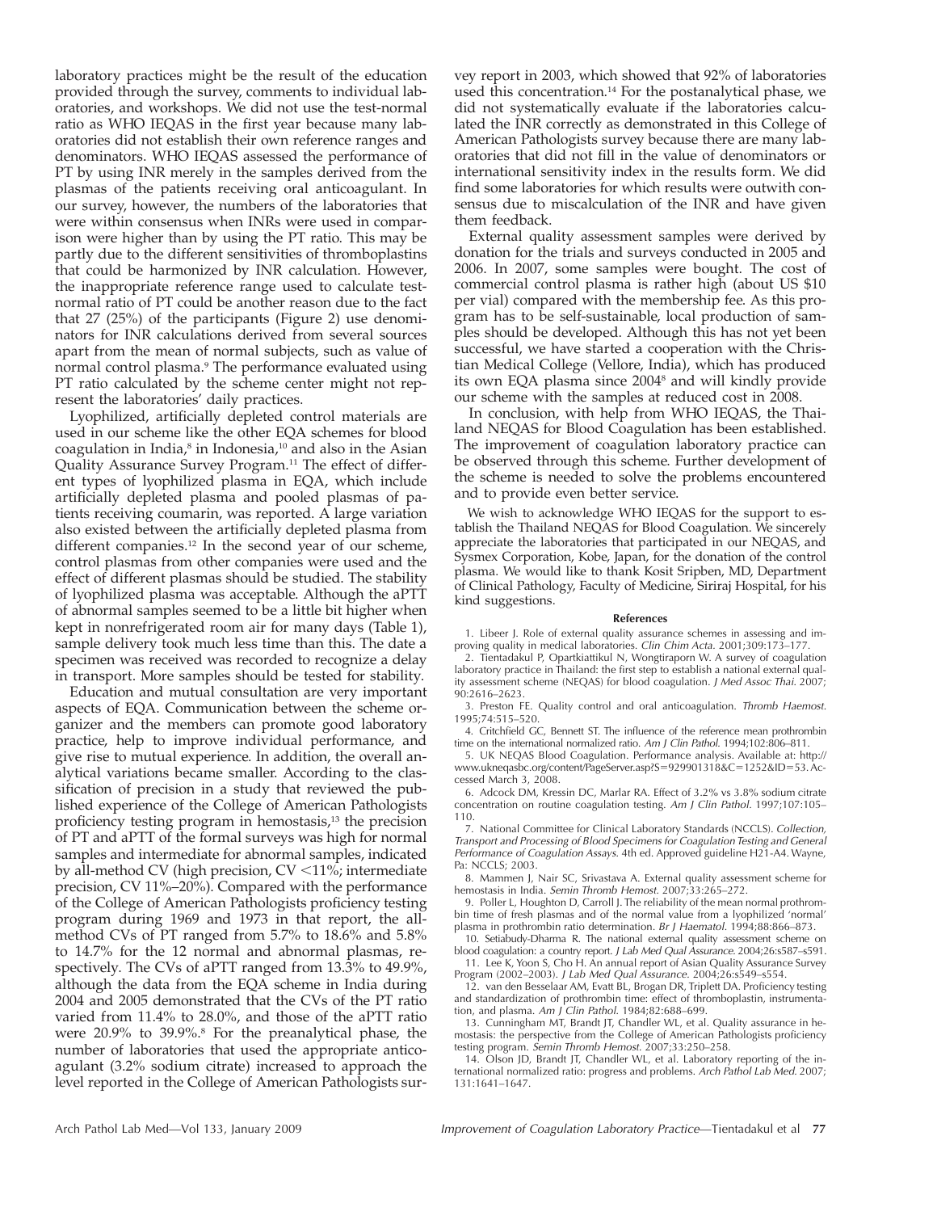laboratory practices might be the result of the education provided through the survey, comments to individual laboratories, and workshops. We did not use the test-normal ratio as WHO IEQAS in the first year because many laboratories did not establish their own reference ranges and denominators. WHO IEQAS assessed the performance of PT by using INR merely in the samples derived from the plasmas of the patients receiving oral anticoagulant. In our survey, however, the numbers of the laboratories that were within consensus when INRs were used in comparison were higher than by using the PT ratio. This may be partly due to the different sensitivities of thromboplastins that could be harmonized by INR calculation. However, the inappropriate reference range used to calculate test-normal ratio of PT could be another reason due to the fact that 27 (25%) of the participants (Figure 2) use denominators for INR calculations derived from several sources apart from the mean of normal subjects, such as value of normal control plasma.[9] The performance evaluated using PT ratio calculated by the scheme center might not represent the laboratories' daily practices.

Lyophilized, artificially depleted control materials are used in our scheme like the other EQA schemes for blood coagulation in India,[8] in Indonesia,[10] and also in the Asian Quality Assurance Survey Program.[11] The effect of different types of lyophilized plasma in EQA, which include artificially depleted plasma and pooled plasmas of patients receiving coumarin, was reported. A large variation also existed between the artificially depleted plasma from different companies.[12] In the second year of our scheme, control plasmas from other companies were used and the effect of different plasmas should be studied. The stability of lyophilized plasma was acceptable. Although the aPTT of abnormal samples seemed to be a little bit higher when kept in nonrefrigerated room air for many days (Table 1), sample delivery took much less time than this. The date a specimen was received was recorded to recognize a delay in transport. More samples should be tested for stability.

Education and mutual consultation are very important aspects of EQA. Communication between the scheme organizer and the members can promote good laboratory practice, help to improve individual performance, and give rise to mutual experience. In addition, the overall analytical variations became smaller. According to the classification of precision in a study that reviewed the published experience of the College of American Pathologists proficiency testing program in hemostasis,[13] the precision of PT and aPTT of the formal surveys was high for normal samples and intermediate for abnormal samples, indicated by all-method CV (high precision, CV <11%; intermediate precision, CV 11%–20%). Compared with the performance of the College of American Pathologists proficiency testing program during 1969 and 1973 in that report, the all-method CVs of PT ranged from 5.7% to 18.6% and 5.8% to 14.7% for the 12 normal and abnormal plasmas, respectively. The CVs of aPTT ranged from 13.3% to 49.9%, although the data from the EQA scheme in India during 2004 and 2005 demonstrated that the CVs of the PT ratio varied from 11.4% to 28.0%, and those of the aPTT ratio were 20.9% to 39.9%.[8] For the preanalytical phase, the number of laboratories that used the appropriate anticoagulant (3.2% sodium citrate) increased to approach the level reported in the College of American Pathologists survey report in 2003, which showed that 92% of laboratories used this concentration.[14] For the postanalytical phase, we did not systematically evaluate if the laboratories calculated the INR correctly as demonstrated in this College of American Pathologists survey because there are many laboratories that did not fill in the value of denominators or international sensitivity index in the results form. We did find some laboratories for which results were outwith consensus due to miscalculation of the INR and have given them feedback.

External quality assessment samples were derived by donation for the trials and surveys conducted in 2005 and 2006. In 2007, some samples were bought. The cost of commercial control plasma is rather high (about US $10 per vial) compared with the membership fee. As this program has to be self-sustainable, local production of samples should be developed. Although this has not yet been successful, we have started a cooperation with the Christian Medical College (Vellore, India), which has produced its own EQA plasma since 2004[8] and will kindly provide our scheme with the samples at reduced cost in 2008.

In conclusion, with help from WHO IEQAS, the Thailand NEQAS for Blood Coagulation has been established. The improvement of coagulation laboratory practice can be observed through this scheme. Further development of the scheme is needed to solve the problems encountered and to provide even better service.

We wish to acknowledge WHO IEQAS for the support to establish the Thailand NEQAS for Blood Coagulation. We sincerely appreciate the laboratories that participated in our NEQAS, and Sysmex Corporation, Kobe, Japan, for the donation of the control plasma. We would like to thank Kosit Sripben, MD, Department of Clinical Pathology, Faculty of Medicine, Siriraj Hospital, for his kind suggestions.

## References

1. Libeer J. Role of external quality assurance schemes in assessing and improving quality in medical laboratories. *Clin Chim Acta.* 2001;309:173–177.
2. Tientadakul P, Opartkiattikul N, Wongtiraporn W. A survey of coagulation laboratory practice in Thailand: the first step to establish a national external quality assessment scheme (NEQAS) for blood coagulation. *J Med Assoc Thai.* 2007;90:2616–2623.
3. Preston FE. Quality control and oral anticoagulation. *Thromb Haemost.* 1995;74:515–520.
4. Critchfield GC, Bennett ST. The influence of the reference mean prothrombin time on the international normalized ratio. *Am J Clin Pathol.* 1994;102:806–811.
5. UK NEQAS Blood Coagulation. Performance analysis. Available at: http://www.ukneqasbc.org/content/PageServer.asp?S=929901318&C=1252&ID=53. Accessed March 3, 2008.
6. Adcock DM, Kressin DC, Marlar RA. Effect of 3.2% vs 3.8% sodium citrate concentration on routine coagulation testing. *Am J Clin Pathol.* 1997;107:105–110.
7. National Committee for Clinical Laboratory Standards (NCCLS). *Collection, Transport and Processing of Blood Specimens for Coagulation Testing and General Performance of Coagulation Assays.* 4th ed. Approved guideline H21-A4. Wayne, Pa: NCCLS; 2003.
8. Mammen J, Nair SC, Srivastava A. External quality assessment scheme for hemostasis in India. *Semin Thromb Hemost.* 2007;33:265–272.
9. Poller L, Houghton D, Carroll J. The reliability of the mean normal prothrombin time of fresh plasmas and of the normal value from a lyophilized 'normal' plasma in prothrombin ratio determination. *Br J Haematol.* 1994;88:866–873.
10. Setiabudy-Dharma R. The national external quality assessment scheme on blood coagulation: a country report. *J Lab Med Qual Assurance.* 2004;26:s587–s591.
11. Lee K, Yoon S, Cho H. An annual report of Asian Quality Assurance Survey Program (2002–2003). *J Lab Med Qual Assurance.* 2004;26:s549–s554.
12. van den Besselaar AM, Evatt BL, Brogan DR, Triplett DA. Proficiency testing and standardization of prothrombin time: effect of thromboplastin, instrumentation, and plasma. *Am J Clin Pathol.* 1984;82:688–699.
13. Cunningham MT, Brandt JT, Chandler WL, et al. Quality assurance in hemostasis: the perspective from the College of American Pathologists proficiency testing program. *Semin Thromb Hemost.* 2007;33:250–258.
14. Olson JD, Brandt JT, Chandler WL, et al. Laboratory reporting of the international normalized ratio: progress and problems. *Arch Pathol Lab Med.* 2007;131:1641–1647.